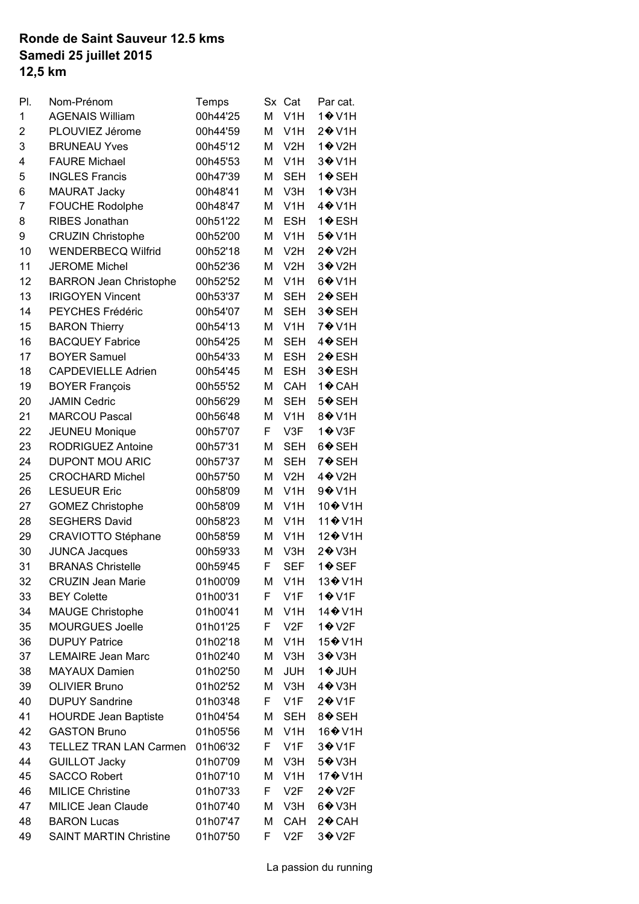**Ronde de Saint Sauveur 12.5 kms**
**Samedi 25 juillet 2015**
**12,5 km**

| Pl. | Nom-Prénom | Temps | Sx | Cat | Par cat. |
|---|---|---|---|---|---|
| 1 | AGENAIS William | 00h44'25 | M | V1H | 1� V1H |
| 2 | PLOUVIEZ Jérome | 00h44'59 | M | V1H | 2� V1H |
| 3 | BRUNEAU Yves | 00h45'12 | M | V2H | 1� V2H |
| 4 | FAURE Michael | 00h45'53 | M | V1H | 3� V1H |
| 5 | INGLES Francis | 00h47'39 | M | SEH | 1� SEH |
| 6 | MAURAT Jacky | 00h48'41 | M | V3H | 1� V3H |
| 7 | FOUCHE Rodolphe | 00h48'47 | M | V1H | 4� V1H |
| 8 | RIBES Jonathan | 00h51'22 | M | ESH | 1� ESH |
| 9 | CRUZIN Christophe | 00h52'00 | M | V1H | 5� V1H |
| 10 | WENDERBECQ Wilfrid | 00h52'18 | M | V2H | 2� V2H |
| 11 | JEROME Michel | 00h52'36 | M | V2H | 3� V2H |
| 12 | BARRON Jean Christophe | 00h52'52 | M | V1H | 6� V1H |
| 13 | IRIGOYEN Vincent | 00h53'37 | M | SEH | 2� SEH |
| 14 | PEYCHES Frédéric | 00h54'07 | M | SEH | 3� SEH |
| 15 | BARON Thierry | 00h54'13 | M | V1H | 7� V1H |
| 16 | BACQUEY Fabrice | 00h54'25 | M | SEH | 4� SEH |
| 17 | BOYER Samuel | 00h54'33 | M | ESH | 2� ESH |
| 18 | CAPDEVIELLE Adrien | 00h54'45 | M | ESH | 3� ESH |
| 19 | BOYER François | 00h55'52 | M | CAH | 1� CAH |
| 20 | JAMIN Cedric | 00h56'29 | M | SEH | 5� SEH |
| 21 | MARCOU Pascal | 00h56'48 | M | V1H | 8� V1H |
| 22 | JEUNEU Monique | 00h57'07 | F | V3F | 1� V3F |
| 23 | RODRIGUEZ Antoine | 00h57'31 | M | SEH | 6� SEH |
| 24 | DUPONT MOU ARIC | 00h57'37 | M | SEH | 7� SEH |
| 25 | CROCHARD Michel | 00h57'50 | M | V2H | 4� V2H |
| 26 | LESUEUR Eric | 00h58'09 | M | V1H | 9� V1H |
| 27 | GOMEZ Christophe | 00h58'09 | M | V1H | 10� V1H |
| 28 | SEGHERS David | 00h58'23 | M | V1H | 11� V1H |
| 29 | CRAVIOTTO Stéphane | 00h58'59 | M | V1H | 12� V1H |
| 30 | JUNCA Jacques | 00h59'33 | M | V3H | 2� V3H |
| 31 | BRANAS Christelle | 00h59'45 | F | SEF | 1� SEF |
| 32 | CRUZIN Jean Marie | 01h00'09 | M | V1H | 13� V1H |
| 33 | BEY Colette | 01h00'31 | F | V1F | 1� V1F |
| 34 | MAUGE Christophe | 01h00'41 | M | V1H | 14� V1H |
| 35 | MOURGUES Joelle | 01h01'25 | F | V2F | 1� V2F |
| 36 | DUPUY Patrice | 01h02'18 | M | V1H | 15� V1H |
| 37 | LEMAIRE Jean Marc | 01h02'40 | M | V3H | 3� V3H |
| 38 | MAYAUX Damien | 01h02'50 | M | JUH | 1� JUH |
| 39 | OLIVIER Bruno | 01h02'52 | M | V3H | 4� V3H |
| 40 | DUPUY Sandrine | 01h03'48 | F | V1F | 2� V1F |
| 41 | HOURDE Jean Baptiste | 01h04'54 | M | SEH | 8� SEH |
| 42 | GASTON Bruno | 01h05'56 | M | V1H | 16� V1H |
| 43 | TELLEZ TRAN LAN Carmen | 01h06'32 | F | V1F | 3� V1F |
| 44 | GUILLOT Jacky | 01h07'09 | M | V3H | 5� V3H |
| 45 | SACCO Robert | 01h07'10 | M | V1H | 17� V1H |
| 46 | MILICE Christine | 01h07'33 | F | V2F | 2� V2F |
| 47 | MILICE Jean Claude | 01h07'40 | M | V3H | 6� V3H |
| 48 | BARON Lucas | 01h07'47 | M | CAH | 2� CAH |
| 49 | SAINT MARTIN Christine | 01h07'50 | F | V2F | 3� V2F |

La passion du running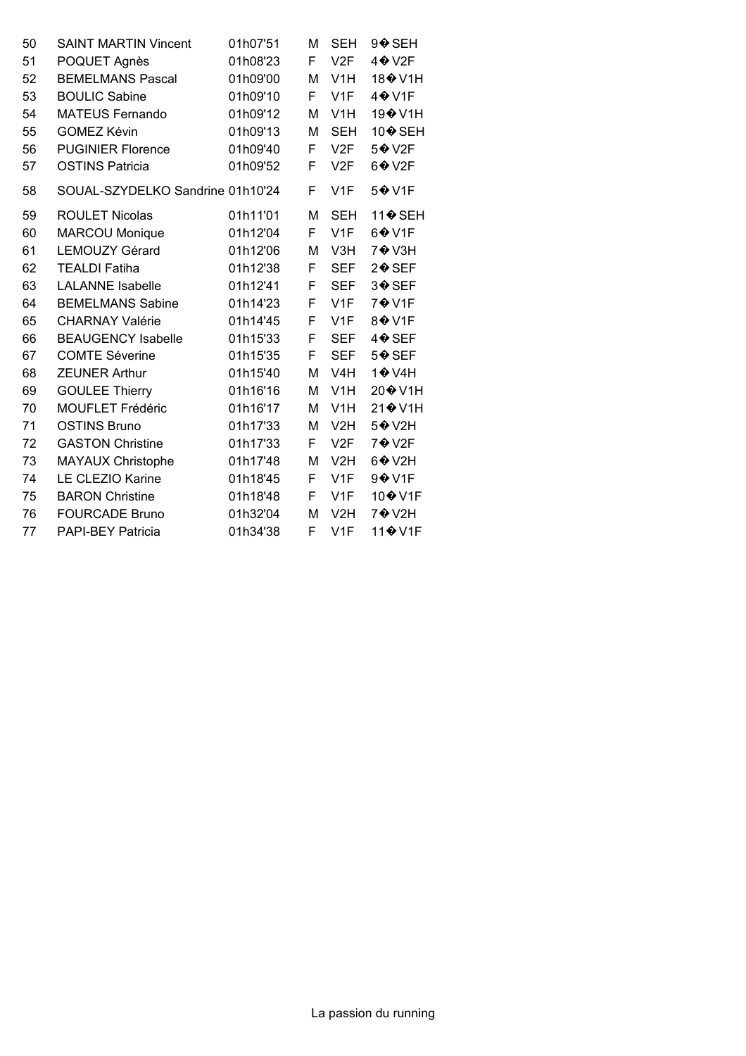| | | | | | |
|---|---|---|---|---|---|
| 50 | SAINT MARTIN Vincent | 01h07'51 | M | SEH | 9� SEH |
| 51 | POQUET Agnès | 01h08'23 | F | V2F | 4� V2F |
| 52 | BEMELMANS Pascal | 01h09'00 | M | V1H | 18� V1H |
| 53 | BOULIC Sabine | 01h09'10 | F | V1F | 4� V1F |
| 54 | MATEUS Fernando | 01h09'12 | M | V1H | 19� V1H |
| 55 | GOMEZ Kévin | 01h09'13 | M | SEH | 10� SEH |
| 56 | PUGINIER Florence | 01h09'40 | F | V2F | 5� V2F |
| 57 | OSTINS Patricia | 01h09'52 | F | V2F | 6� V2F |
| 58 | SOUAL-SZYDELKO Sandrine | 01h10'24 | F | V1F | 5� V1F |
| 59 | ROULET Nicolas | 01h11'01 | M | SEH | 11� SEH |
| 60 | MARCOU Monique | 01h12'04 | F | V1F | 6� V1F |
| 61 | LEMOUZY Gérard | 01h12'06 | M | V3H | 7� V3H |
| 62 | TEALDI Fatiha | 01h12'38 | F | SEF | 2� SEF |
| 63 | LALANNE Isabelle | 01h12'41 | F | SEF | 3� SEF |
| 64 | BEMELMANS Sabine | 01h14'23 | F | V1F | 7� V1F |
| 65 | CHARNAY Valérie | 01h14'45 | F | V1F | 8� V1F |
| 66 | BEAUGENCY Isabelle | 01h15'33 | F | SEF | 4� SEF |
| 67 | COMTE Séverine | 01h15'35 | F | SEF | 5� SEF |
| 68 | ZEUNER Arthur | 01h15'40 | M | V4H | 1� V4H |
| 69 | GOULEE Thierry | 01h16'16 | M | V1H | 20� V1H |
| 70 | MOUFLET Frédéric | 01h16'17 | M | V1H | 21� V1H |
| 71 | OSTINS Bruno | 01h17'33 | M | V2H | 5� V2H |
| 72 | GASTON Christine | 01h17'33 | F | V2F | 7� V2F |
| 73 | MAYAUX Christophe | 01h17'48 | M | V2H | 6� V2H |
| 74 | LE CLEZIO Karine | 01h18'45 | F | V1F | 9� V1F |
| 75 | BARON Christine | 01h18'48 | F | V1F | 10� V1F |
| 76 | FOURCADE Bruno | 01h32'04 | M | V2H | 7� V2H |
| 77 | PAPI-BEY Patricia | 01h34'38 | F | V1F | 11� V1F |

La passion du running